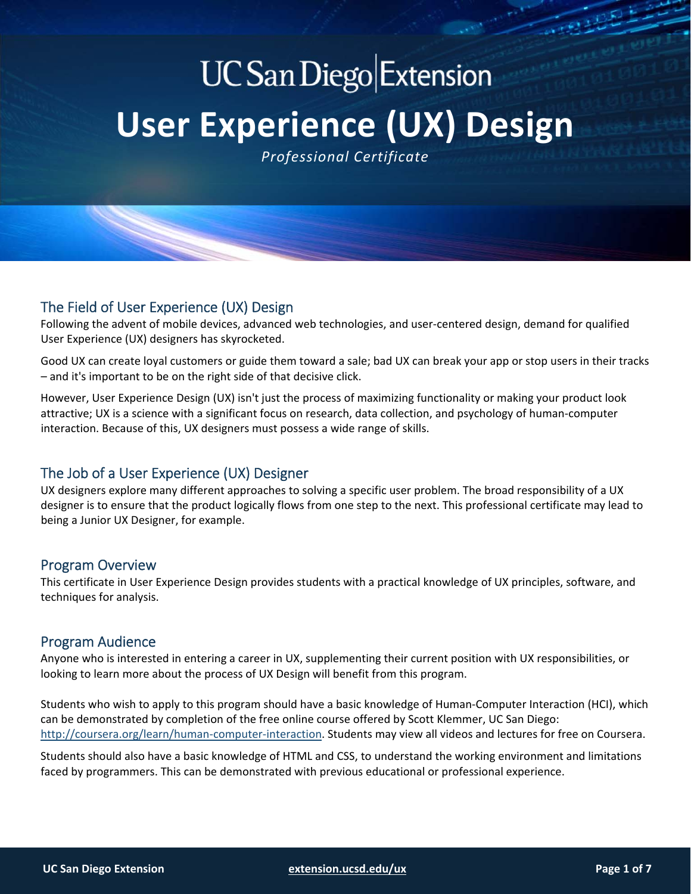UC San Diego | Extension

# User Experience (UX) Design

*Professional Certificate*

## The Field of User Experience (UX) Design

Following the advent of mobile devices, advanced web technologies, and user-centered design, demand for qualified User Experience (UX) designers has skyrocketed.

Good UX can create loyal customers or guide them toward a sale; bad UX can break your app or stop users in their tracks – and it's important to be on the right side of that decisive click.

However, User Experience Design (UX) isn't just the process of maximizing functionality or making your product look attractive; UX is a science with a significant focus on research, data collection, and psychology of human-computer interaction. Because of this, UX designers must possess a wide range of skills.

## The Job of a User Experience (UX) Designer

UX designers explore many different approaches to solving a specific user problem. The broad responsibility of a UX designer is to ensure that the product logically flows from one step to the next. This professional certificate may lead to being a Junior UX Designer, for example.

## Program Overview

This certificate in User Experience Design provides students with a practical knowledge of UX principles, software, and techniques for analysis.

## Program Audience

Anyone who is interested in entering a career in UX, supplementing their current position with UX responsibilities, or looking to learn more about the process of UX Design will benefit from this program.

Students who wish to apply to this program should have a basic knowledge of Human-Computer Interaction (HCI), which can be demonstrated by completion of the free online course offered by Scott Klemmer, UC San Diego: [http://coursera.org/learn/human-computer-interaction](http://coursera.org/learn/human-computer-interaction). Students may view all videos and lectures for free on Coursera.

Students should also have a basic knowledge of HTML and CSS, to understand the working environment and limitations faced by programmers. This can be demonstrated with previous educational or professional experience.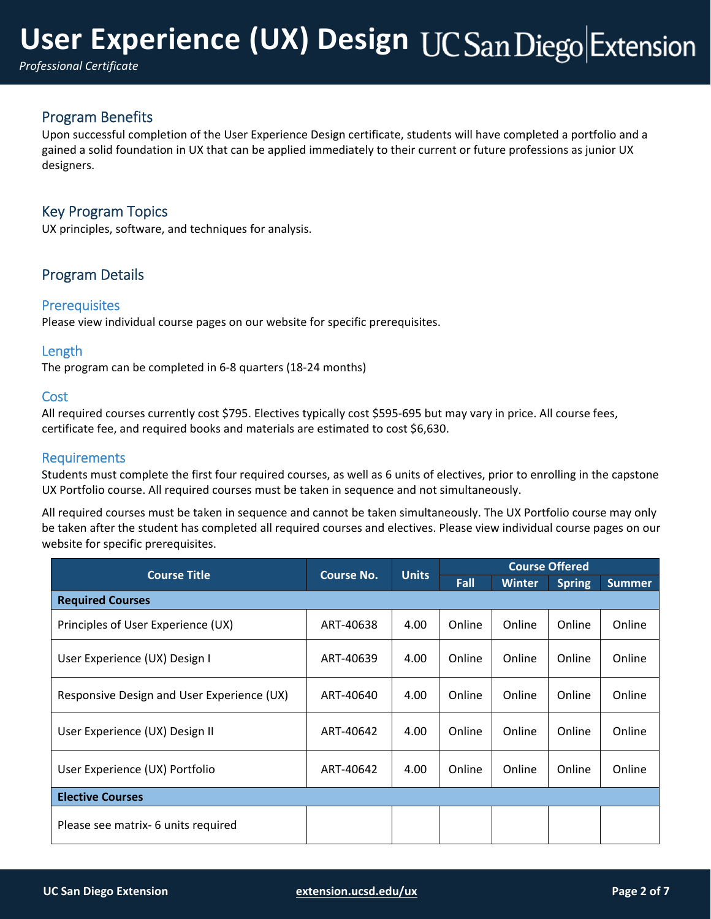# User Experience (UX) Design

*Professional Certificate*

## Program Benefits

Upon successful completion of the User Experience Design certificate, students will have completed a portfolio and a gained a solid foundation in UX that can be applied immediately to their current or future professions as junior UX designers.

## Key Program Topics

UX principles, software, and techniques for analysis.

## Program Details

### Prerequisites

Please view individual course pages on our website for specific prerequisites.

### Length

The program can be completed in 6-8 quarters (18-24 months)

### Cost

All required courses currently cost $795. Electives typically cost $595-695 but may vary in price. All course fees, certificate fee, and required books and materials are estimated to cost $6,630.

### Requirements

Students must complete the first four required courses, as well as 6 units of electives, prior to enrolling in the capstone UX Portfolio course. All required courses must be taken in sequence and not simultaneously.

All required courses must be taken in sequence and cannot be taken simultaneously. The UX Portfolio course may only be taken after the student has completed all required courses and electives. Please view individual course pages on our website for specific prerequisites.

| Course Title | Course No. | Units | Course Offered | | | |
|---|---|---|---|---|---|---|
| | | | Fall | Winter | Spring | Summer |
| **Required Courses** | | | | | | |
| Principles of User Experience (UX) | ART-40638 | 4.00 | Online | Online | Online | Online |
| User Experience (UX) Design I | ART-40639 | 4.00 | Online | Online | Online | Online |
| Responsive Design and User Experience (UX) | ART-40640 | 4.00 | Online | Online | Online | Online |
| User Experience (UX) Design II | ART-40642 | 4.00 | Online | Online | Online | Online |
| User Experience (UX) Portfolio | ART-40642 | 4.00 | Online | Online | Online | Online |
| **Elective Courses** | | | | | | |
| Please see matrix- 6 units required | | | | | | |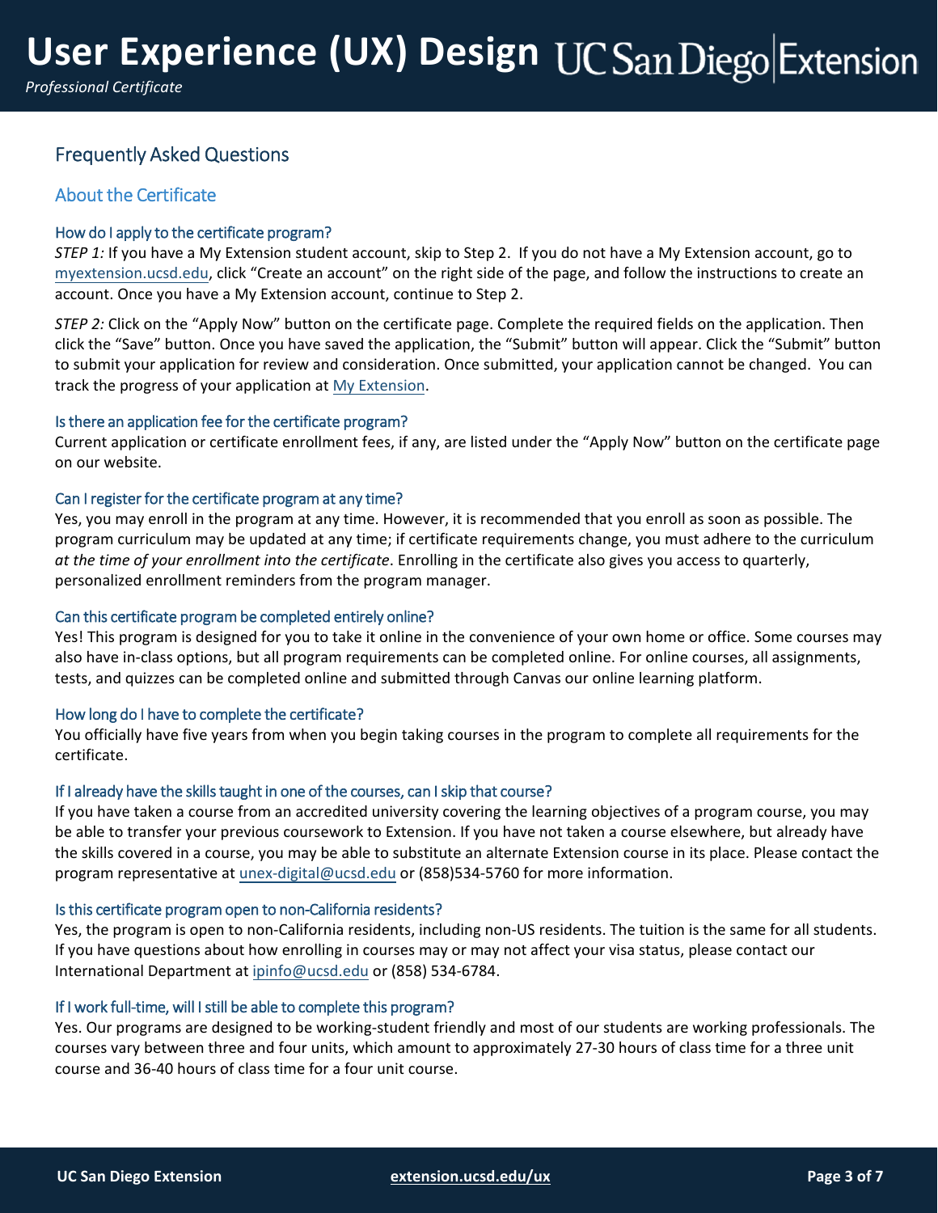## Frequently Asked Questions

### About the Certificate

#### How do I apply to the certificate program?

*STEP 1:* If you have a My Extension student account, skip to Step 2. If you do not have a My Extension account, go to myextension.ucsd.edu, click "Create an account" on the right side of the page, and follow the instructions to create an account. Once you have a My Extension account, continue to Step 2.

*STEP 2:* Click on the "Apply Now" button on the certificate page. Complete the required fields on the application. Then click the "Save" button. Once you have saved the application, the "Submit" button will appear. Click the "Submit" button to submit your application for review and consideration. Once submitted, your application cannot be changed. You can track the progress of your application at My Extension.

#### Is there an application fee for the certificate program?

Current application or certificate enrollment fees, if any, are listed under the "Apply Now" button on the certificate page on our website.

#### Can I register for the certificate program at any time?

Yes, you may enroll in the program at any time. However, it is recommended that you enroll as soon as possible. The program curriculum may be updated at any time; if certificate requirements change, you must adhere to the curriculum *at the time of your enrollment into the certificate*. Enrolling in the certificate also gives you access to quarterly, personalized enrollment reminders from the program manager.

#### Can this certificate program be completed entirely online?

Yes! This program is designed for you to take it online in the convenience of your own home or office. Some courses may also have in-class options, but all program requirements can be completed online. For online courses, all assignments, tests, and quizzes can be completed online and submitted through Canvas our online learning platform.

#### How long do I have to complete the certificate?

You officially have five years from when you begin taking courses in the program to complete all requirements for the certificate.

#### If I already have the skills taught in one of the courses, can I skip that course?

If you have taken a course from an accredited university covering the learning objectives of a program course, you may be able to transfer your previous coursework to Extension. If you have not taken a course elsewhere, but already have the skills covered in a course, you may be able to substitute an alternate Extension course in its place. Please contact the program representative at unex-digital@ucsd.edu or (858)534-5760 for more information.

#### Is this certificate program open to non-California residents?

Yes, the program is open to non-California residents, including non-US residents. The tuition is the same for all students. If you have questions about how enrolling in courses may or may not affect your visa status, please contact our International Department at ipinfo@ucsd.edu or (858) 534-6784.

#### If I work full-time, will I still be able to complete this program?

Yes. Our programs are designed to be working-student friendly and most of our students are working professionals. The courses vary between three and four units, which amount to approximately 27-30 hours of class time for a three unit course and 36-40 hours of class time for a four unit course.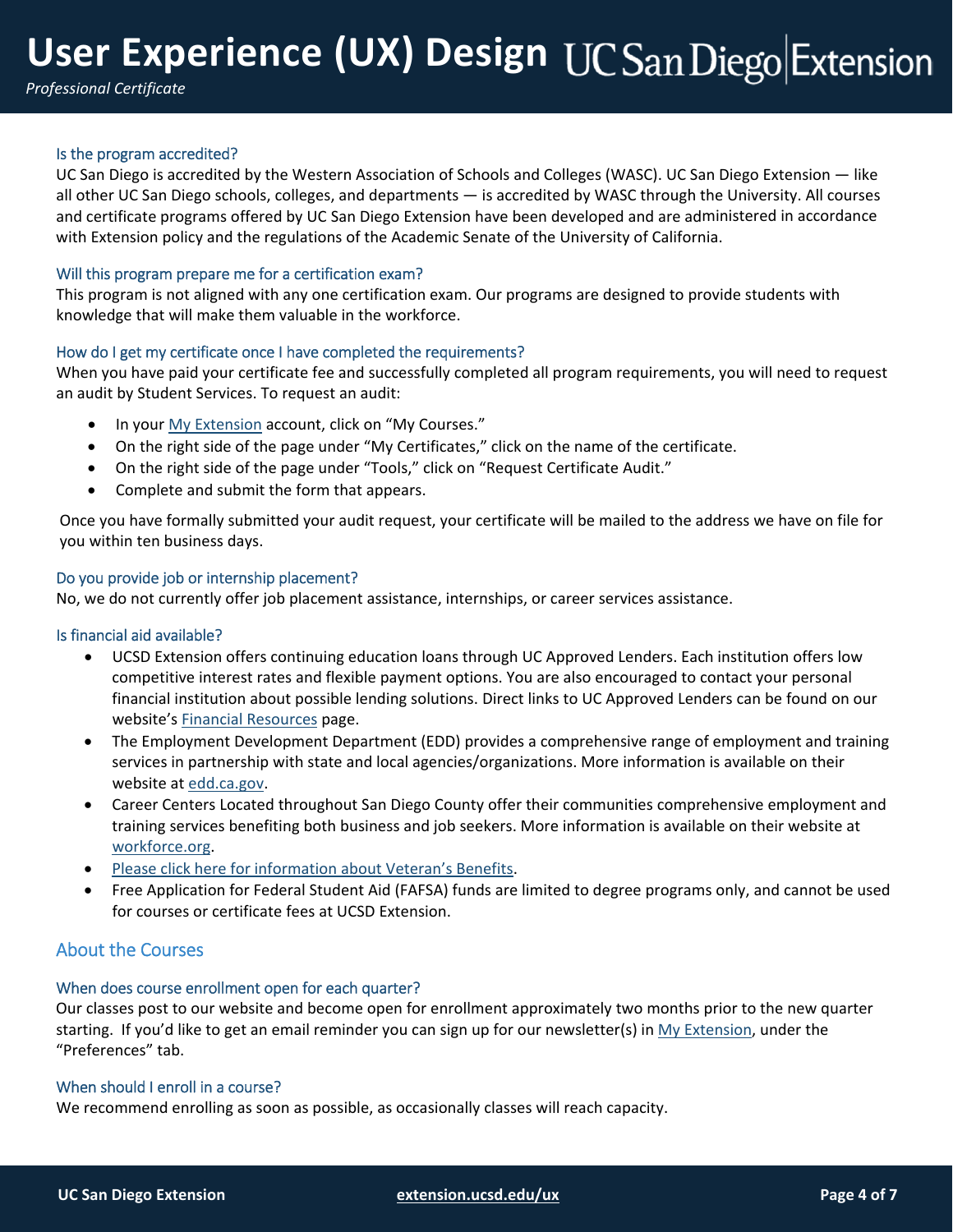### Is the program accredited?

UC San Diego is accredited by the Western Association of Schools and Colleges (WASC). UC San Diego Extension — like all other UC San Diego schools, colleges, and departments — is accredited by WASC through the University. All courses and certificate programs offered by UC San Diego Extension have been developed and are administered in accordance with Extension policy and the regulations of the Academic Senate of the University of California.

### Will this program prepare me for a certification exam?

This program is not aligned with any one certification exam. Our programs are designed to provide students with knowledge that will make them valuable in the workforce.

### How do I get my certificate once I have completed the requirements?

When you have paid your certificate fee and successfully completed all program requirements, you will need to request an audit by Student Services. To request an audit:

- In your My Extension account, click on "My Courses."
- On the right side of the page under "My Certificates," click on the name of the certificate.
- On the right side of the page under "Tools," click on "Request Certificate Audit."
- Complete and submit the form that appears.

Once you have formally submitted your audit request, your certificate will be mailed to the address we have on file for you within ten business days.

### Do you provide job or internship placement?

No, we do not currently offer job placement assistance, internships, or career services assistance.

### Is financial aid available?

- UCSD Extension offers continuing education loans through UC Approved Lenders. Each institution offers low competitive interest rates and flexible payment options. You are also encouraged to contact your personal financial institution about possible lending solutions. Direct links to UC Approved Lenders can be found on our website's Financial Resources page.
- The Employment Development Department (EDD) provides a comprehensive range of employment and training services in partnership with state and local agencies/organizations. More information is available on their website at edd.ca.gov.
- Career Centers Located throughout San Diego County offer their communities comprehensive employment and training services benefiting both business and job seekers. More information is available on their website at workforce.org.
- Please click here for information about Veteran's Benefits.
- Free Application for Federal Student Aid (FAFSA) funds are limited to degree programs only, and cannot be used for courses or certificate fees at UCSD Extension.

## About the Courses

### When does course enrollment open for each quarter?

Our classes post to our website and become open for enrollment approximately two months prior to the new quarter starting. If you'd like to get an email reminder you can sign up for our newsletter(s) in My Extension, under the "Preferences" tab.

### When should I enroll in a course?

We recommend enrolling as soon as possible, as occasionally classes will reach capacity.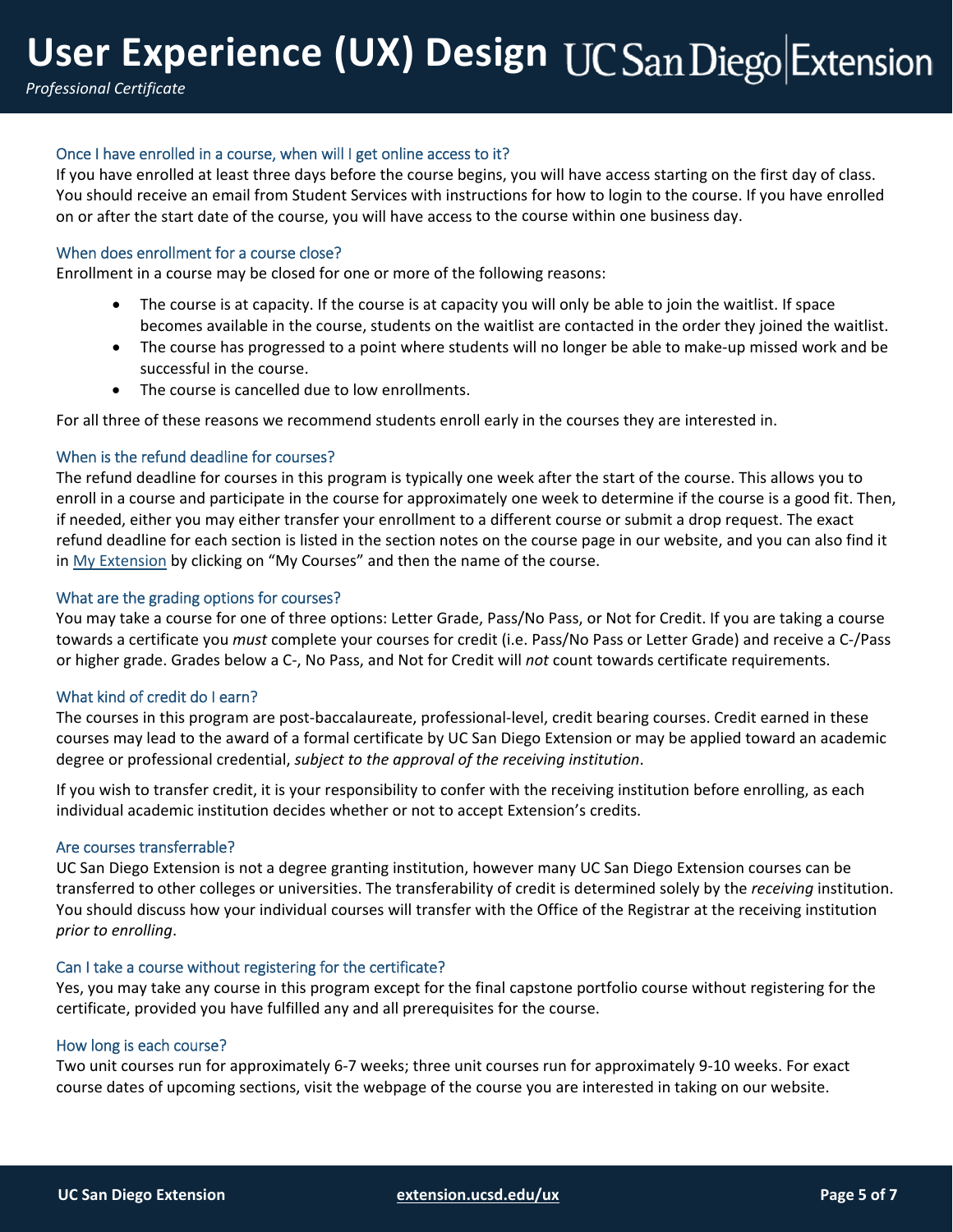### Once I have enrolled in a course, when will I get online access to it?

If you have enrolled at least three days before the course begins, you will have access starting on the first day of class. You should receive an email from Student Services with instructions for how to login to the course. If you have enrolled on or after the start date of the course, you will have access to the course within one business day.

### When does enrollment for a course close?

Enrollment in a course may be closed for one or more of the following reasons:

- The course is at capacity. If the course is at capacity you will only be able to join the waitlist. If space becomes available in the course, students on the waitlist are contacted in the order they joined the waitlist.
- The course has progressed to a point where students will no longer be able to make-up missed work and be successful in the course.
- The course is cancelled due to low enrollments.

For all three of these reasons we recommend students enroll early in the courses they are interested in.

### When is the refund deadline for courses?

The refund deadline for courses in this program is typically one week after the start of the course. This allows you to enroll in a course and participate in the course for approximately one week to determine if the course is a good fit. Then, if needed, either you may either transfer your enrollment to a different course or submit a drop request. The exact refund deadline for each section is listed in the section notes on the course page in our website, and you can also find it in My Extension by clicking on "My Courses" and then the name of the course.

### What are the grading options for courses?

You may take a course for one of three options: Letter Grade, Pass/No Pass, or Not for Credit. If you are taking a course towards a certificate you *must* complete your courses for credit (i.e. Pass/No Pass or Letter Grade) and receive a C-/Pass or higher grade. Grades below a C-, No Pass, and Not for Credit will *not* count towards certificate requirements.

### What kind of credit do I earn?

The courses in this program are post-baccalaureate, professional-level, credit bearing courses. Credit earned in these courses may lead to the award of a formal certificate by UC San Diego Extension or may be applied toward an academic degree or professional credential, *subject to the approval of the receiving institution*.

If you wish to transfer credit, it is your responsibility to confer with the receiving institution before enrolling, as each individual academic institution decides whether or not to accept Extension's credits.

### Are courses transferrable?

UC San Diego Extension is not a degree granting institution, however many UC San Diego Extension courses can be transferred to other colleges or universities. The transferability of credit is determined solely by the *receiving* institution. You should discuss how your individual courses will transfer with the Office of the Registrar at the receiving institution *prior to enrolling*.

### Can I take a course without registering for the certificate?

Yes, you may take any course in this program except for the final capstone portfolio course without registering for the certificate, provided you have fulfilled any and all prerequisites for the course.

### How long is each course?

Two unit courses run for approximately 6-7 weeks; three unit courses run for approximately 9-10 weeks. For exact course dates of upcoming sections, visit the webpage of the course you are interested in taking on our website.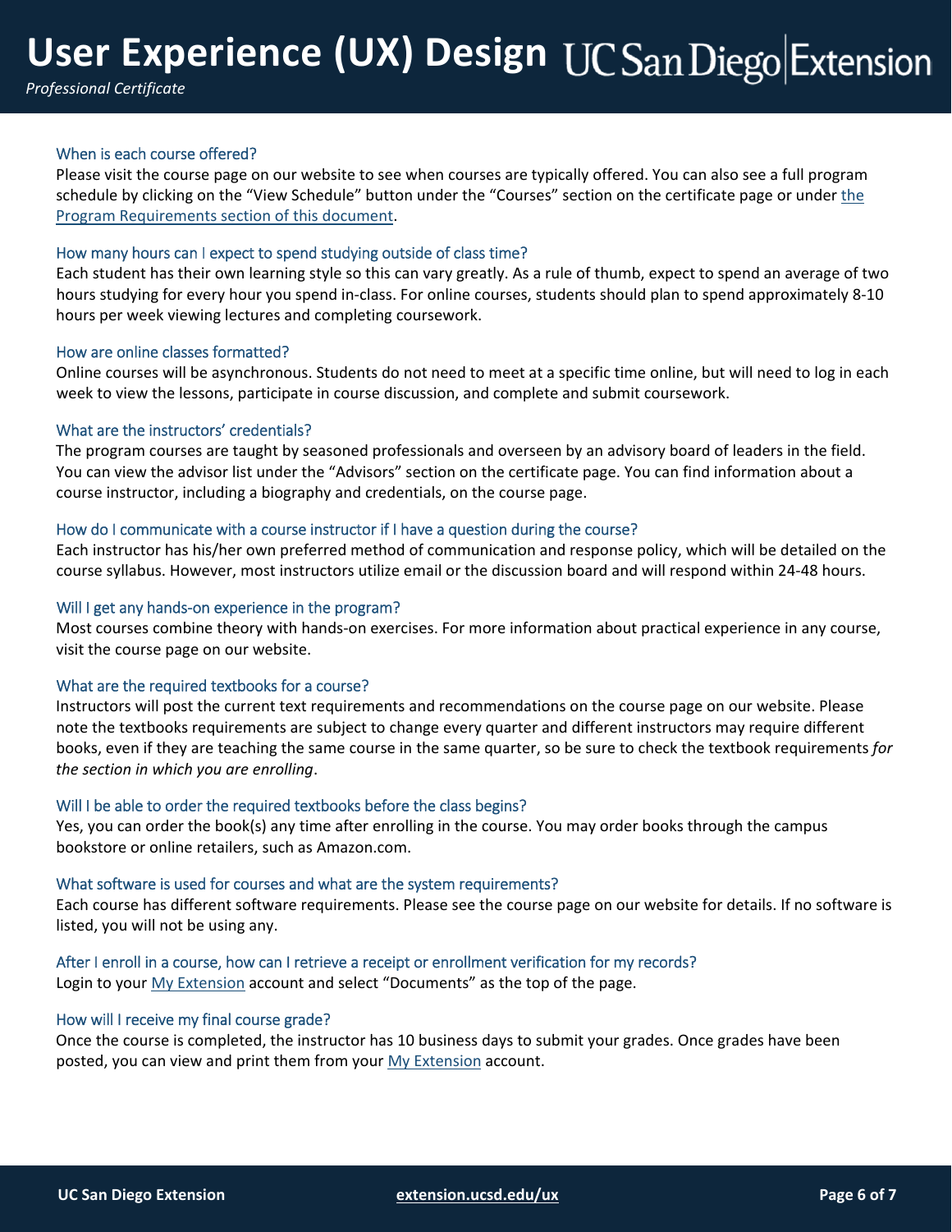### When is each course offered?

Please visit the course page on our website to see when courses are typically offered. You can also see a full program schedule by clicking on the "View Schedule" button under the "Courses" section on the certificate page or under [the Program Requirements section of this document](#).

### How many hours can I expect to spend studying outside of class time?

Each student has their own learning style so this can vary greatly. As a rule of thumb, expect to spend an average of two hours studying for every hour you spend in-class. For online courses, students should plan to spend approximately 8-10 hours per week viewing lectures and completing coursework.

### How are online classes formatted?

Online courses will be asynchronous. Students do not need to meet at a specific time online, but will need to log in each week to view the lessons, participate in course discussion, and complete and submit coursework.

### What are the instructors' credentials?

The program courses are taught by seasoned professionals and overseen by an advisory board of leaders in the field. You can view the advisor list under the "Advisors" section on the certificate page. You can find information about a course instructor, including a biography and credentials, on the course page.

### How do I communicate with a course instructor if I have a question during the course?

Each instructor has his/her own preferred method of communication and response policy, which will be detailed on the course syllabus. However, most instructors utilize email or the discussion board and will respond within 24-48 hours.

### Will I get any hands-on experience in the program?

Most courses combine theory with hands-on exercises. For more information about practical experience in any course, visit the course page on our website.

### What are the required textbooks for a course?

Instructors will post the current text requirements and recommendations on the course page on our website. Please note the textbooks requirements are subject to change every quarter and different instructors may require different books, even if they are teaching the same course in the same quarter, so be sure to check the textbook requirements *for the section in which you are enrolling*.

### Will I be able to order the required textbooks before the class begins?

Yes, you can order the book(s) any time after enrolling in the course. You may order books through the campus bookstore or online retailers, such as Amazon.com.

### What software is used for courses and what are the system requirements?

Each course has different software requirements. Please see the course page on our website for details. If no software is listed, you will not be using any.

### After I enroll in a course, how can I retrieve a receipt or enrollment verification for my records?

Login to your [My Extension](#) account and select "Documents" as the top of the page.

### How will I receive my final course grade?

Once the course is completed, the instructor has 10 business days to submit your grades. Once grades have been posted, you can view and print them from your [My Extension](#) account.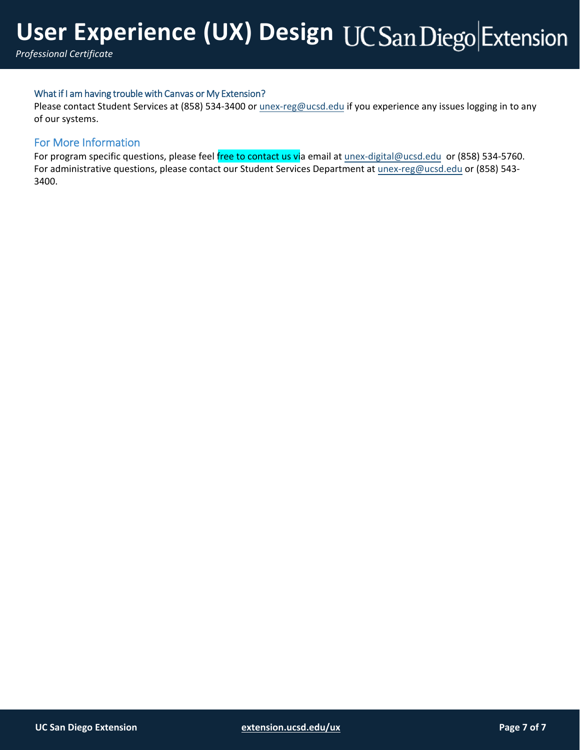### What if I am having trouble with Canvas or My Extension?

Please contact Student Services at (858) 534-3400 or unex-reg@ucsd.edu if you experience any issues logging in to any of our systems.

## For More Information

For program specific questions, please feel free to contact us via email at unex-digital@ucsd.edu or (858) 534-5760. For administrative questions, please contact our Student Services Department at unex-reg@ucsd.edu or (858) 543-3400.